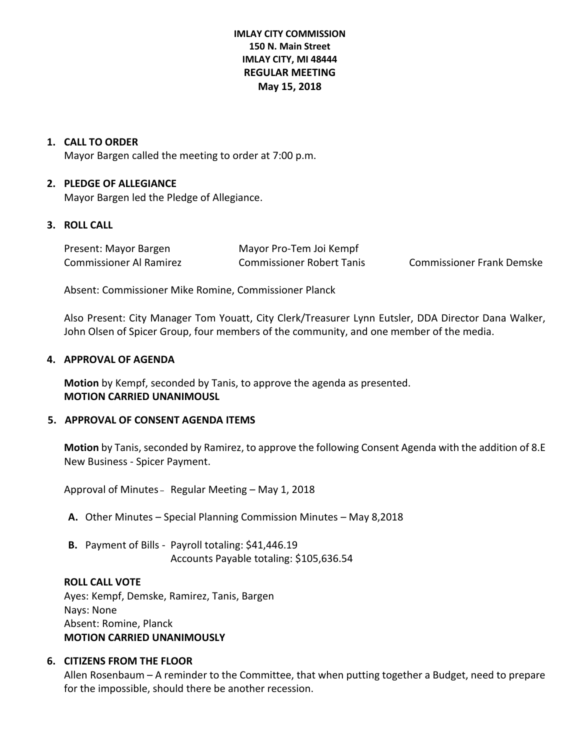# IMLAY CITY COMMISSION
**150 N. Main Street**
**IMLAY CITY, MI 48444**
**REGULAR MEETING**
**May 15, 2018**

## 1. CALL TO ORDER

Mayor Bargen called the meeting to order at 7:00 p.m.

## 2. PLEDGE OF ALLEGIANCE

Mayor Bargen led the Pledge of Allegiance.

## 3. ROLL CALL

Present: Mayor Bargen, Mayor Pro-Tem Joi Kempf, Commissioner Al Ramirez, Commissioner Robert Tanis, Commissioner Frank Demske

Absent: Commissioner Mike Romine, Commissioner Planck

Also Present: City Manager Tom Youatt, City Clerk/Treasurer Lynn Eutsler, DDA Director Dana Walker, John Olsen of Spicer Group, four members of the community, and one member of the media.

## 4. APPROVAL OF AGENDA

**Motion** by Kempf, seconded by Tanis, to approve the agenda as presented.
**MOTION CARRIED UNANIMOUSL**

## 5. APPROVAL OF CONSENT AGENDA ITEMS

**Motion** by Tanis, seconded by Ramirez, to approve the following Consent Agenda with the addition of 8.E New Business - Spicer Payment.

Approval of Minutes – Regular Meeting – May 1, 2018

**A.** Other Minutes – Special Planning Commission Minutes – May 8,2018

**B.** Payment of Bills - Payroll totaling: $41,446.19
Accounts Payable totaling: $105,636.54

**ROLL CALL VOTE**
Ayes: Kempf, Demske, Ramirez, Tanis, Bargen
Nays: None
Absent: Romine, Planck
**MOTION CARRIED UNANIMOUSLY**

## 6. CITIZENS FROM THE FLOOR

Allen Rosenbaum – A reminder to the Committee, that when putting together a Budget, need to prepare for the impossible, should there be another recession.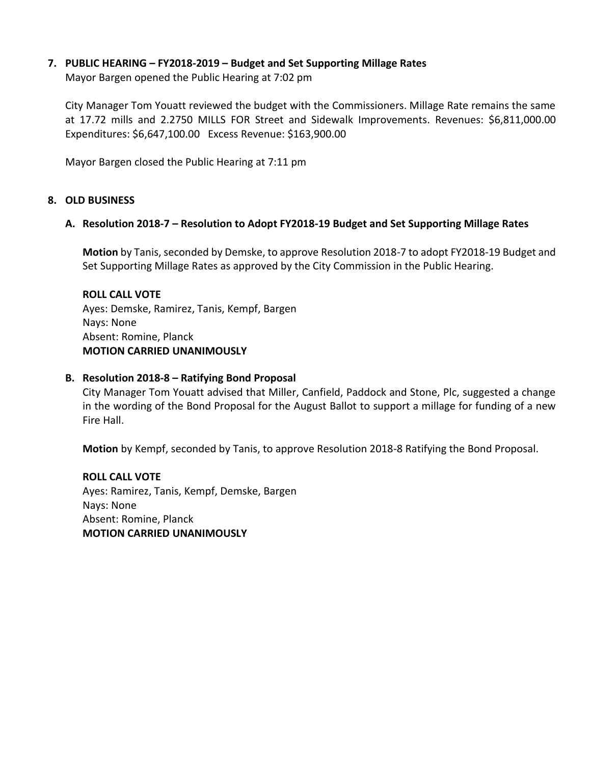**7. PUBLIC HEARING – FY2018-2019 – Budget and Set Supporting Millage Rates**

Mayor Bargen opened the Public Hearing at 7:02 pm

City Manager Tom Youatt reviewed the budget with the Commissioners. Millage Rate remains the same at 17.72 mills and 2.2750 MILLS FOR Street and Sidewalk Improvements. Revenues: $6,811,000.00 Expenditures: $6,647,100.00 Excess Revenue: $163,900.00

Mayor Bargen closed the Public Hearing at 7:11 pm

**8. OLD BUSINESS**

**A. Resolution 2018-7 – Resolution to Adopt FY2018-19 Budget and Set Supporting Millage Rates**

**Motion** by Tanis, seconded by Demske, to approve Resolution 2018-7 to adopt FY2018-19 Budget and Set Supporting Millage Rates as approved by the City Commission in the Public Hearing.

**ROLL CALL VOTE**
Ayes: Demske, Ramirez, Tanis, Kempf, Bargen
Nays: None
Absent: Romine, Planck
**MOTION CARRIED UNANIMOUSLY**

**B. Resolution 2018-8 – Ratifying Bond Proposal**

City Manager Tom Youatt advised that Miller, Canfield, Paddock and Stone, Plc, suggested a change in the wording of the Bond Proposal for the August Ballot to support a millage for funding of a new Fire Hall.

**Motion** by Kempf, seconded by Tanis, to approve Resolution 2018-8 Ratifying the Bond Proposal.

**ROLL CALL VOTE**
Ayes: Ramirez, Tanis, Kempf, Demske, Bargen
Nays: None
Absent: Romine, Planck
**MOTION CARRIED UNANIMOUSLY**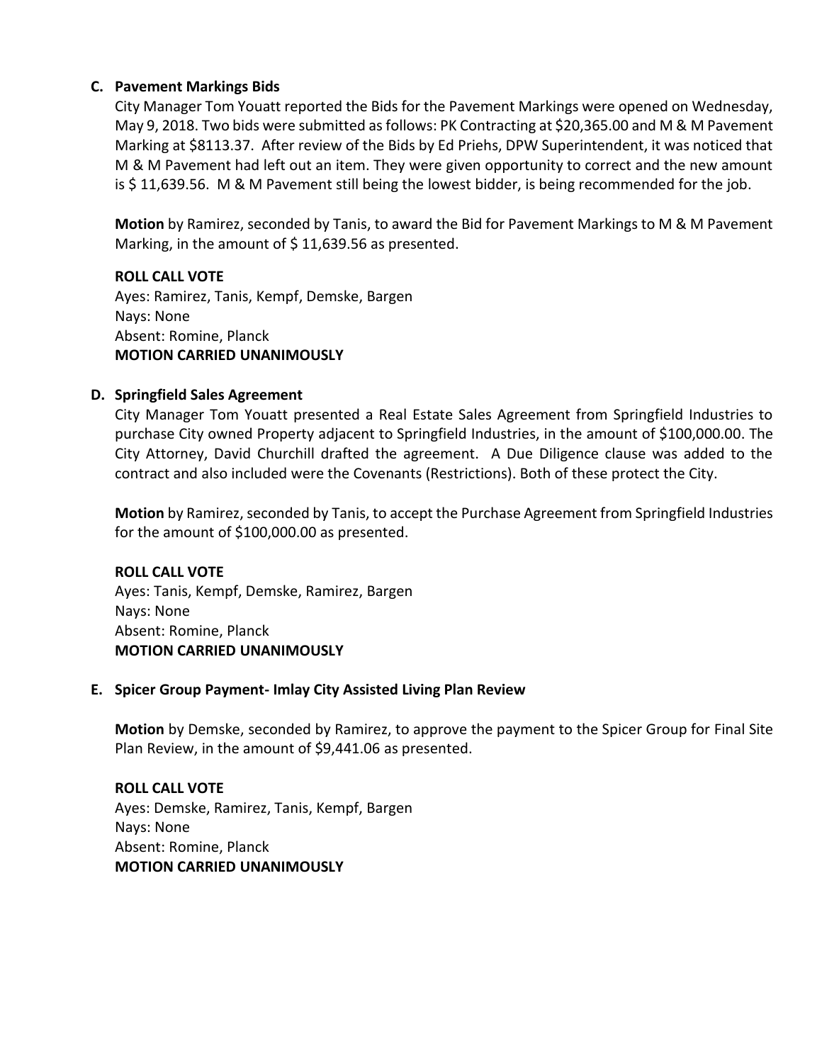### C. Pavement Markings Bids

City Manager Tom Youatt reported the Bids for the Pavement Markings were opened on Wednesday, May 9, 2018. Two bids were submitted as follows: PK Contracting at $20,365.00 and M & M Pavement Marking at $8113.37. After review of the Bids by Ed Priehs, DPW Superintendent, it was noticed that M & M Pavement had left out an item. They were given opportunity to correct and the new amount is $ 11,639.56. M & M Pavement still being the lowest bidder, is being recommended for the job.

**Motion** by Ramirez, seconded by Tanis, to award the Bid for Pavement Markings to M & M Pavement Marking, in the amount of $ 11,639.56 as presented.

**ROLL CALL VOTE**
Ayes: Ramirez, Tanis, Kempf, Demske, Bargen
Nays: None
Absent: Romine, Planck
**MOTION CARRIED UNANIMOUSLY**

### D. Springfield Sales Agreement

City Manager Tom Youatt presented a Real Estate Sales Agreement from Springfield Industries to purchase City owned Property adjacent to Springfield Industries, in the amount of $100,000.00. The City Attorney, David Churchill drafted the agreement. A Due Diligence clause was added to the contract and also included were the Covenants (Restrictions). Both of these protect the City.

**Motion** by Ramirez, seconded by Tanis, to accept the Purchase Agreement from Springfield Industries for the amount of $100,000.00 as presented.

**ROLL CALL VOTE**
Ayes: Tanis, Kempf, Demske, Ramirez, Bargen
Nays: None
Absent: Romine, Planck
**MOTION CARRIED UNANIMOUSLY**

### E. Spicer Group Payment- Imlay City Assisted Living Plan Review

**Motion** by Demske, seconded by Ramirez, to approve the payment to the Spicer Group for Final Site Plan Review, in the amount of $9,441.06 as presented.

**ROLL CALL VOTE**
Ayes: Demske, Ramirez, Tanis, Kempf, Bargen
Nays: None
Absent: Romine, Planck
**MOTION CARRIED UNANIMOUSLY**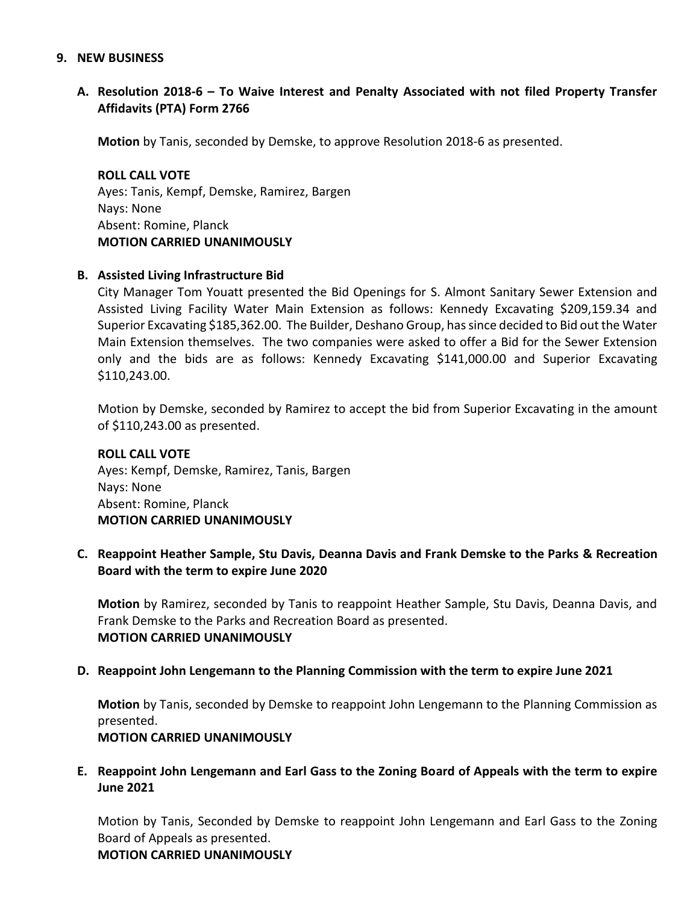## 9. NEW BUSINESS

### A. Resolution 2018-6 – To Waive Interest and Penalty Associated with not filed Property Transfer Affidavits (PTA) Form 2766

**Motion** by Tanis, seconded by Demske, to approve Resolution 2018-6 as presented.

**ROLL CALL VOTE**
Ayes: Tanis, Kempf, Demske, Ramirez, Bargen
Nays: None
Absent: Romine, Planck
**MOTION CARRIED UNANIMOUSLY**

### B. Assisted Living Infrastructure Bid

City Manager Tom Youatt presented the Bid Openings for S. Almont Sanitary Sewer Extension and Assisted Living Facility Water Main Extension as follows: Kennedy Excavating $209,159.34 and Superior Excavating $185,362.00. The Builder, Deshano Group, has since decided to Bid out the Water Main Extension themselves. The two companies were asked to offer a Bid for the Sewer Extension only and the bids are as follows: Kennedy Excavating $141,000.00 and Superior Excavating $110,243.00.

Motion by Demske, seconded by Ramirez to accept the bid from Superior Excavating in the amount of $110,243.00 as presented.

**ROLL CALL VOTE**
Ayes: Kempf, Demske, Ramirez, Tanis, Bargen
Nays: None
Absent: Romine, Planck
**MOTION CARRIED UNANIMOUSLY**

### C. Reappoint Heather Sample, Stu Davis, Deanna Davis and Frank Demske to the Parks & Recreation Board with the term to expire June 2020

**Motion** by Ramirez, seconded by Tanis to reappoint Heather Sample, Stu Davis, Deanna Davis, and Frank Demske to the Parks and Recreation Board as presented.
**MOTION CARRIED UNANIMOUSLY**

### D. Reappoint John Lengemann to the Planning Commission with the term to expire June 2021

**Motion** by Tanis, seconded by Demske to reappoint John Lengemann to the Planning Commission as presented.
**MOTION CARRIED UNANIMOUSLY**

### E. Reappoint John Lengemann and Earl Gass to the Zoning Board of Appeals with the term to expire June 2021

Motion by Tanis, Seconded by Demske to reappoint John Lengemann and Earl Gass to the Zoning Board of Appeals as presented.
**MOTION CARRIED UNANIMOUSLY**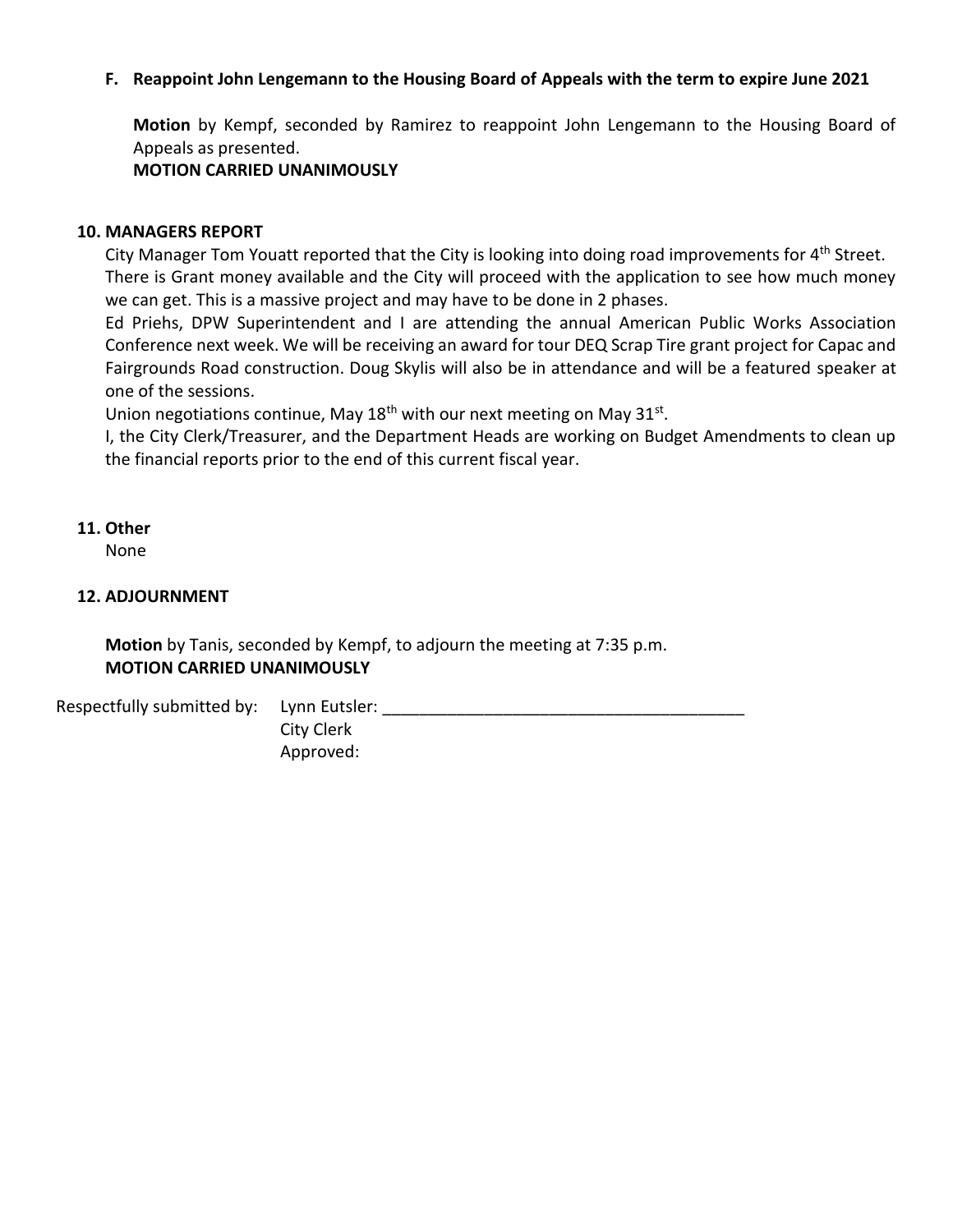**F. Reappoint John Lengemann to the Housing Board of Appeals with the term to expire June 2021**

**Motion** by Kempf, seconded by Ramirez to reappoint John Lengemann to the Housing Board of Appeals as presented.
**MOTION CARRIED UNANIMOUSLY**

**10. MANAGERS REPORT**

City Manager Tom Youatt reported that the City is looking into doing road improvements for 4th Street. There is Grant money available and the City will proceed with the application to see how much money we can get. This is a massive project and may have to be done in 2 phases.
Ed Priehs, DPW Superintendent and I are attending the annual American Public Works Association Conference next week. We will be receiving an award for tour DEQ Scrap Tire grant project for Capac and Fairgrounds Road construction. Doug Skylis will also be in attendance and will be a featured speaker at one of the sessions.
Union negotiations continue, May 18th with our next meeting on May 31st.
I, the City Clerk/Treasurer, and the Department Heads are working on Budget Amendments to clean up the financial reports prior to the end of this current fiscal year.

**11. Other**

None

**12. ADJOURNMENT**

**Motion** by Tanis, seconded by Kempf, to adjourn the meeting at 7:35 p.m.
**MOTION CARRIED UNANIMOUSLY**

Respectfully submitted by: Lynn Eutsler: ________________________________________
City Clerk
Approved: